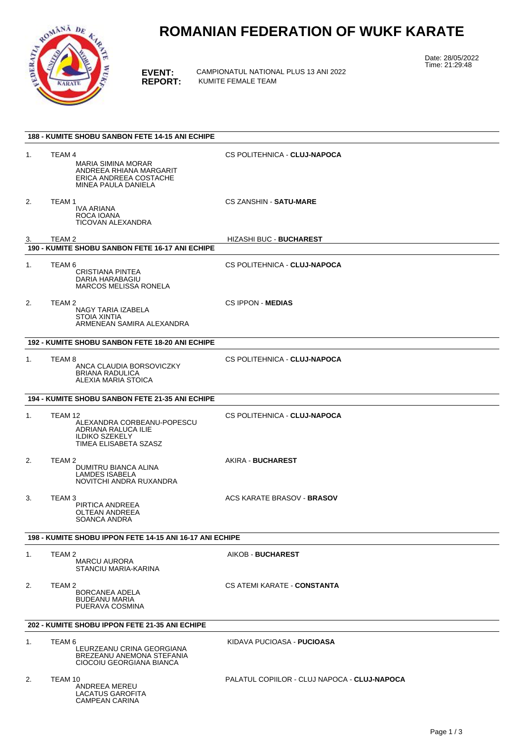# ROMANIAN FEDERATION OF WUKF KARATE

**EVENT:** CAMPIONATUL NATIONAL PLUS 13 ANI 2022
**REPORT:** KUMITE FEMALE TEAM

Date: 28/05/2022
Time: 21:29:48

### 188 - KUMITE SHOBU SANBON FETE 14-15 ANI ECHIPE

1. TEAM 4 — CS POLITEHNICA - **CLUJ-NAPOCA**
   - MARIA SIMINA MORAR
   - ANDREEA RHIANA MARGARIT
   - ERICA ANDREEA COSTACHE
   - MINEA PAULA DANIELA

2. TEAM 1 — CS ZANSHIN - **SATU-MARE**
   - IVA ARIANA
   - ROCA IOANA
   - TICOVAN ALEXANDRA

3. TEAM 2 — HIZASHI BUC - **BUCHAREST**

### 190 - KUMITE SHOBU SANBON FETE 16-17 ANI ECHIPE

1. TEAM 6 — CS POLITEHNICA - **CLUJ-NAPOCA**
   - CRISTIANA PINTEA
   - DARIA HARABAGIU
   - MARCOS MELISSA RONELA

2. TEAM 2 — CS IPPON - **MEDIAS**
   - NAGY TARIA IZABELA
   - STOIA XINTIA
   - ARMENEAN SAMIRA ALEXANDRA

### 192 - KUMITE SHOBU SANBON FETE 18-20 ANI ECHIPE

1. TEAM 8 — CS POLITEHNICA - **CLUJ-NAPOCA**
   - ANCA CLAUDIA BORSOVICZKY
   - BRIANA RADULICA
   - ALEXIA MARIA STOICA

### 194 - KUMITE SHOBU SANBON FETE 21-35 ANI ECHIPE

1. TEAM 12 — CS POLITEHNICA - **CLUJ-NAPOCA**
   - ALEXANDRA CORBEANU-POPESCU
   - ADRIANA RALUCA ILIE
   - ILDIKO SZEKELY
   - TIMEA ELISABETA SZASZ

2. TEAM 2 — AKIRA - **BUCHAREST**
   - DUMITRU BIANCA ALINA
   - LAMDES ISABELA
   - NOVITCHI ANDRA RUXANDRA

3. TEAM 3 — ACS KARATE BRASOV - **BRASOV**
   - PIRTICA ANDREEA
   - OLTEAN ANDREEA
   - SOANCA ANDRA

### 198 - KUMITE SHOBU IPPON FETE 14-15 ANI 16-17 ANI ECHIPE

1. TEAM 2 — AIKOB - **BUCHAREST**
   - MARCU AURORA
   - STANCIU MARIA-KARINA

2. TEAM 2 — CS ATEMI KARATE - **CONSTANTA**
   - BORCANEA ADELA
   - BUDEANU MARIA
   - PUERAVA COSMINA

### 202 - KUMITE SHOBU IPPON FETE 21-35 ANI ECHIPE

1. TEAM 6 — KIDAVA PUCIOASA - **PUCIOASA**
   - LEURZEANU CRINA GEORGIANA
   - BREZEANU ANEMONA STEFANIA
   - CIOCOIU GEORGIANA BIANCA

2. TEAM 10 — PALATUL COPIILOR - CLUJ NAPOCA - **CLUJ-NAPOCA**
   - ANDREEA MEREU
   - LACATUS GAROFITA
   - CAMPEAN CARINA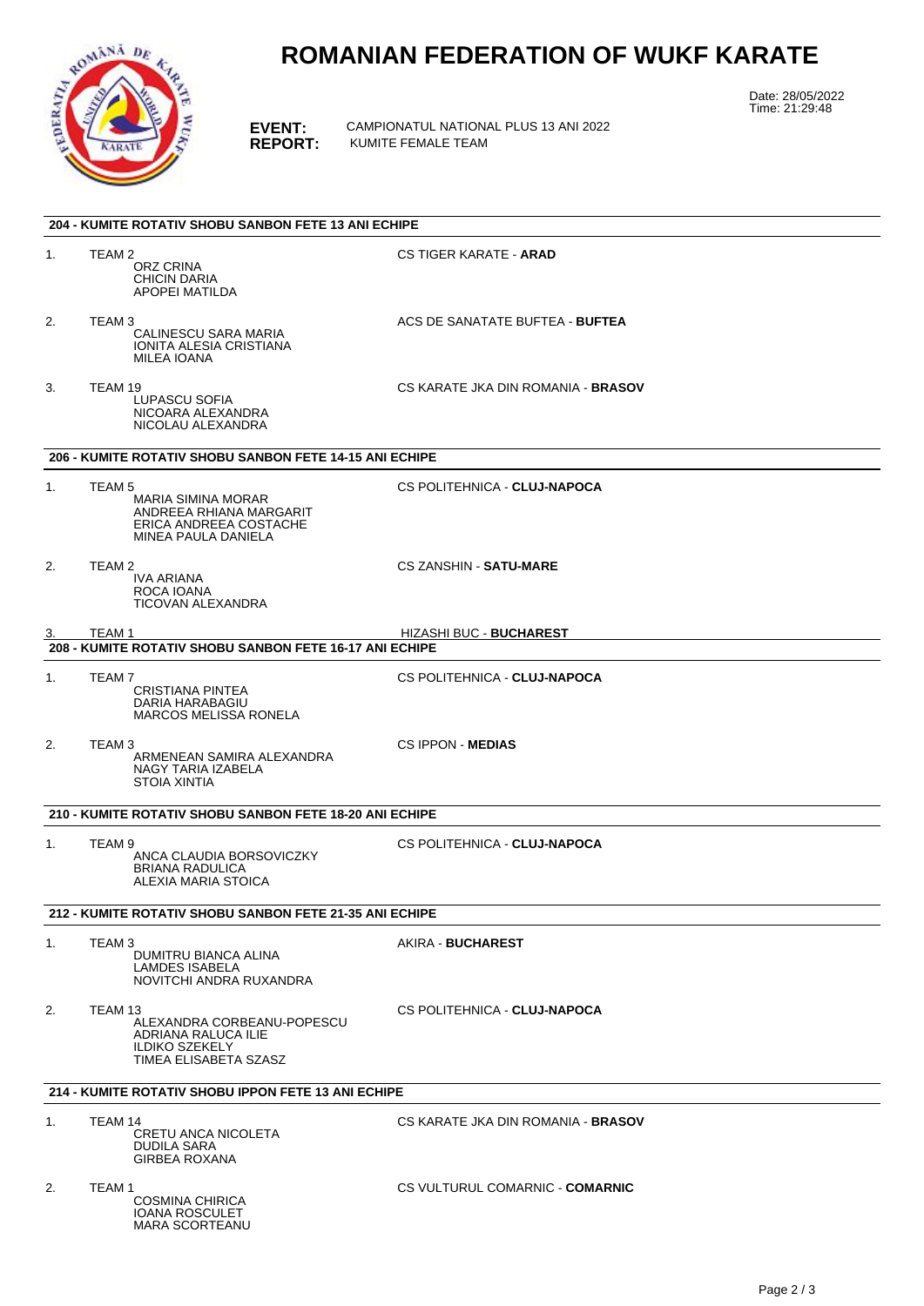# ROMANIAN FEDERATION OF WUKF KARATE

Date: 28/05/2022
Time: 21:29:48

**EVENT:** CAMPIONATUL NATIONAL PLUS 13 ANI 2022
**REPORT:** KUMITE FEMALE TEAM

### 204 - KUMITE ROTATIV SHOBU SANBON FETE 13 ANI ECHIPE

1. TEAM 2 — CS TIGER KARATE - **ARAD**
   - ORZ CRINA
   - CHICIN DARIA
   - APOPEI MATILDA
2. TEAM 3 — ACS DE SANATATE BUFTEA - **BUFTEA**
   - CALINESCU SARA MARIA
   - IONITA ALESIA CRISTIANA
   - MILEA IOANA
3. TEAM 19 — CS KARATE JKA DIN ROMANIA - **BRASOV**
   - LUPASCU SOFIA
   - NICOARA ALEXANDRA
   - NICOLAU ALEXANDRA

### 206 - KUMITE ROTATIV SHOBU SANBON FETE 14-15 ANI ECHIPE

1. TEAM 5 — CS POLITEHNICA - **CLUJ-NAPOCA**
   - MARIA SIMINA MORAR
   - ANDREEA RHIANA MARGARIT
   - ERICA ANDREEA COSTACHE
   - MINEA PAULA DANIELA
2. TEAM 2 — CS ZANSHIN - **SATU-MARE**
   - IVA ARIANA
   - ROCA IOANA
   - TICOVAN ALEXANDRA
3. TEAM 1 — HIZASHI BUC - **BUCHAREST**

### 208 - KUMITE ROTATIV SHOBU SANBON FETE 16-17 ANI ECHIPE

1. TEAM 7 — CS POLITEHNICA - **CLUJ-NAPOCA**
   - CRISTIANA PINTEA
   - DARIA HARABAGIU
   - MARCOS MELISSA RONELA
2. TEAM 3 — CS IPPON - **MEDIAS**
   - ARMENEAN SAMIRA ALEXANDRA
   - NAGY TARIA IZABELA
   - STOIA XINTIA

### 210 - KUMITE ROTATIV SHOBU SANBON FETE 18-20 ANI ECHIPE

1. TEAM 9 — CS POLITEHNICA - **CLUJ-NAPOCA**
   - ANCA CLAUDIA BORSOVICZKY
   - BRIANA RADULICA
   - ALEXIA MARIA STOICA

### 212 - KUMITE ROTATIV SHOBU SANBON FETE 21-35 ANI ECHIPE

1. TEAM 3 — AKIRA - **BUCHAREST**
   - DUMITRU BIANCA ALINA
   - LAMDES ISABELA
   - NOVITCHI ANDRA RUXANDRA
2. TEAM 13 — CS POLITEHNICA - **CLUJ-NAPOCA**
   - ALEXANDRA CORBEANU-POPESCU
   - ADRIANA RALUCA ILIE
   - ILDIKO SZEKELY
   - TIMEA ELISABETA SZASZ

### 214 - KUMITE ROTATIV SHOBU IPPON FETE 13 ANI ECHIPE

1. TEAM 14 — CS KARATE JKA DIN ROMANIA - **BRASOV**
   - CRETU ANCA NICOLETA
   - DUDILA SARA
   - GIRBEA ROXANA
2. TEAM 1 — CS VULTURUL COMARNIC - **COMARNIC**
   - COSMINA CHIRICA
   - IOANA ROSCULET
   - MARA SCORTEANU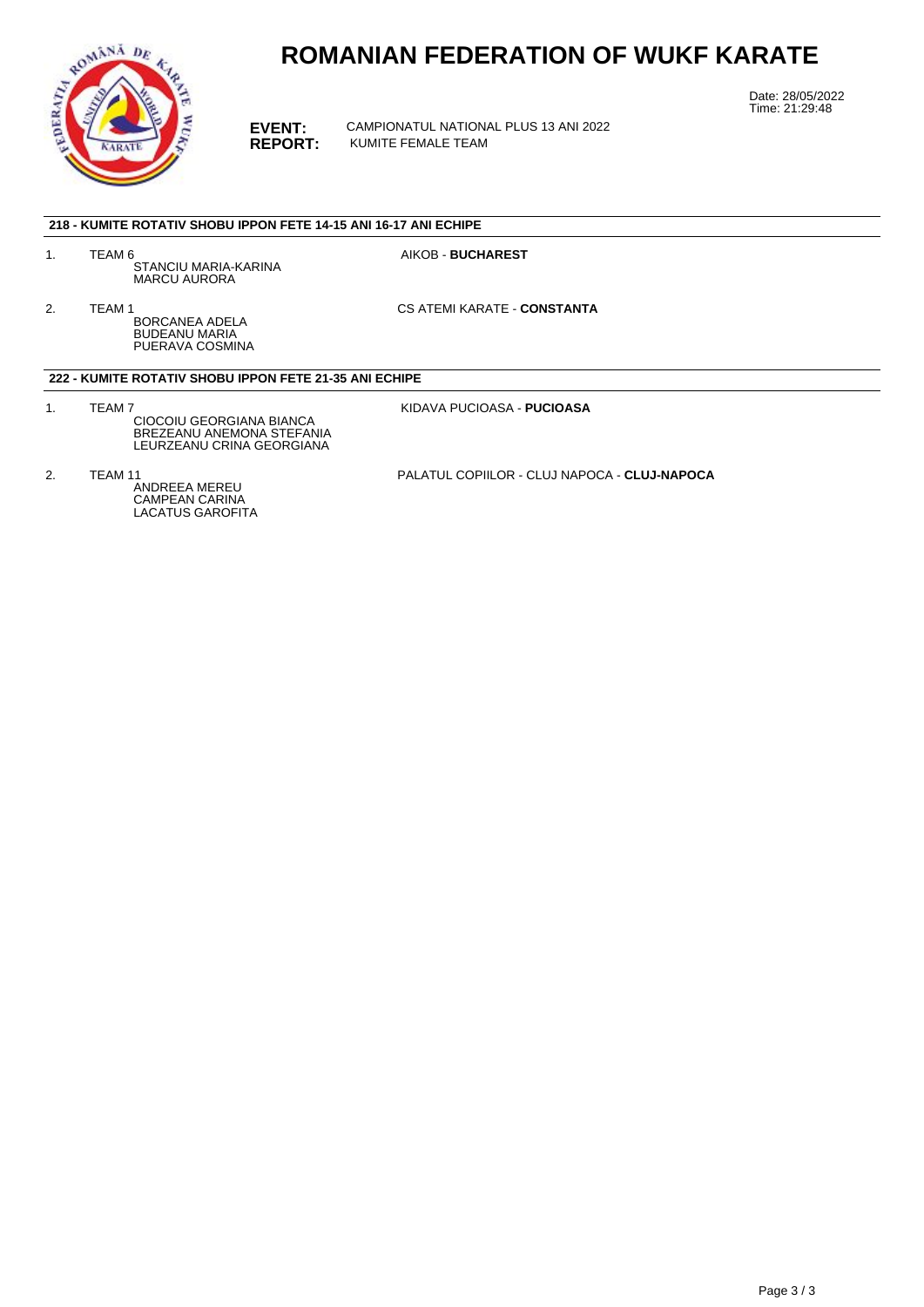# ROMANIAN FEDERATION OF WUKF KARATE

Date: 28/05/2022
Time: 21:29:48

**EVENT:** CAMPIONATUL NATIONAL PLUS 13 ANI 2022
**REPORT:** KUMITE FEMALE TEAM

### 218 - KUMITE ROTATIV SHOBU IPPON FETE 14-15 ANI 16-17 ANI ECHIPE

1. TEAM 6 — AIKOB - **BUCHAREST**
   STANCIU MARIA-KARINA
   MARCU AURORA

2. TEAM 1 — CS ATEMI KARATE - **CONSTANTA**
   BORCANEA ADELA
   BUDEANU MARIA
   PUERAVA COSMINA

### 222 - KUMITE ROTATIV SHOBU IPPON FETE 21-35 ANI ECHIPE

1. TEAM 7 — KIDAVA PUCIOASA - **PUCIOASA**
   CIOCOIU GEORGIANA BIANCA
   BREZEANU ANEMONA STEFANIA
   LEURZEANU CRINA GEORGIANA

2. TEAM 11 — PALATUL COPIILOR - CLUJ NAPOCA - **CLUJ-NAPOCA**
   ANDREEA MEREU
   CAMPEAN CARINA
   LACATUS GAROFITA